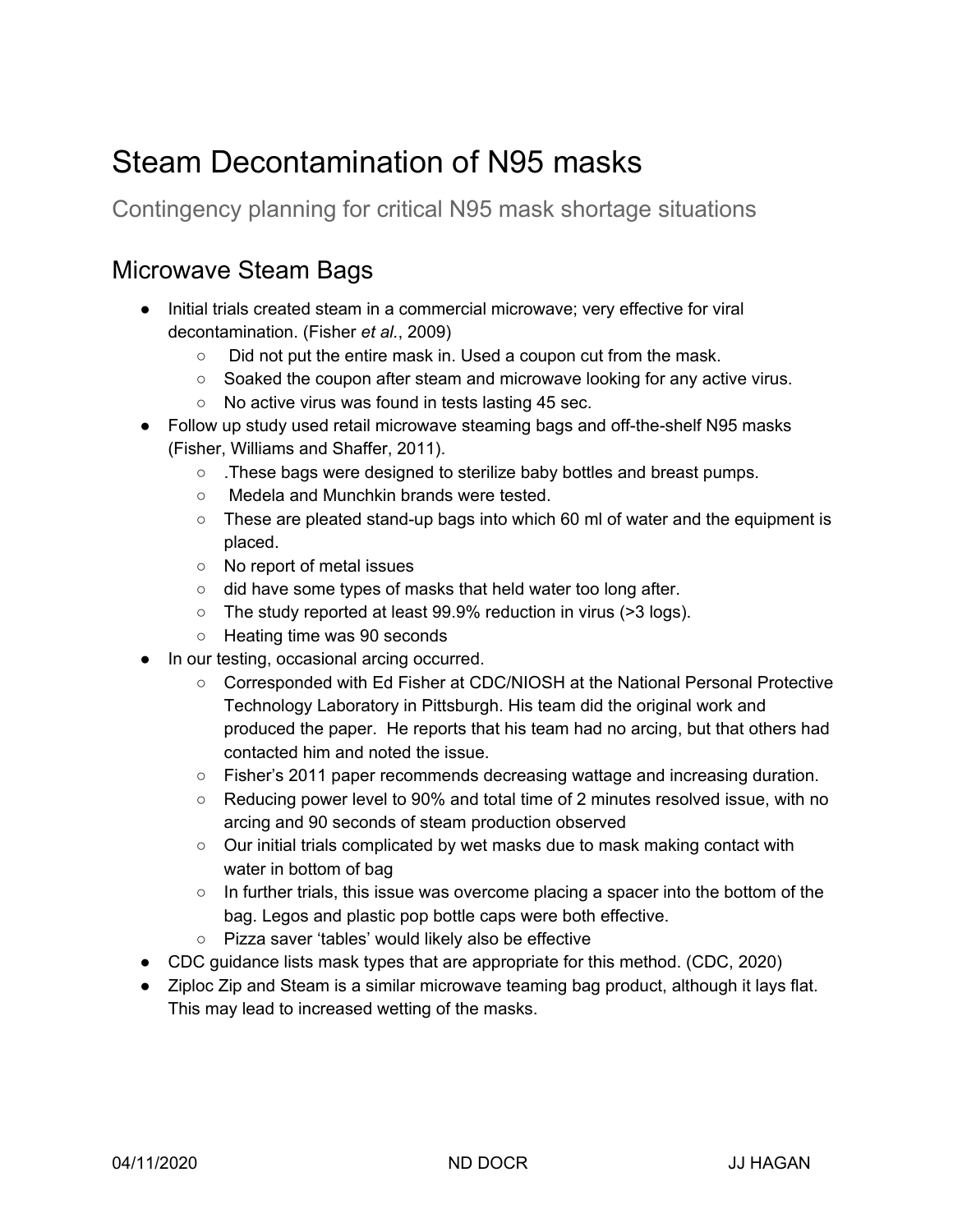# Steam Decontamination of N95 masks

Contingency planning for critical N95 mask shortage situations

## Microwave Steam Bags

- Initial trials created steam in a commercial microwave; very effective for viral decontamination. (Fisher *et al.*, 2009)
    - Did not put the entire mask in. Used a coupon cut from the mask.
    - Soaked the coupon after steam and microwave looking for any active virus.
    - No active virus was found in tests lasting 45 sec.
- Follow up study used retail microwave steaming bags and off-the-shelf N95 masks (Fisher, Williams and Shaffer, 2011).
    - .These bags were designed to sterilize baby bottles and breast pumps.
    - Medela and Munchkin brands were tested.
    - These are pleated stand-up bags into which 60 ml of water and the equipment is placed.
    - No report of metal issues
    - did have some types of masks that held water too long after.
    - The study reported at least 99.9% reduction in virus (>3 logs).
    - Heating time was 90 seconds
- In our testing, occasional arcing occurred.
    - Corresponded with Ed Fisher at CDC/NIOSH at the National Personal Protective Technology Laboratory in Pittsburgh. His team did the original work and produced the paper. He reports that his team had no arcing, but that others had contacted him and noted the issue.
    - Fisher's 2011 paper recommends decreasing wattage and increasing duration.
    - Reducing power level to 90% and total time of 2 minutes resolved issue, with no arcing and 90 seconds of steam production observed
    - Our initial trials complicated by wet masks due to mask making contact with water in bottom of bag
    - In further trials, this issue was overcome placing a spacer into the bottom of the bag. Legos and plastic pop bottle caps were both effective.
    - Pizza saver 'tables' would likely also be effective
- CDC guidance lists mask types that are appropriate for this method. (CDC, 2020)
- Ziploc Zip and Steam is a similar microwave teaming bag product, although it lays flat. This may lead to increased wetting of the masks.

04/11/2020 ND DOCR JJ HAGAN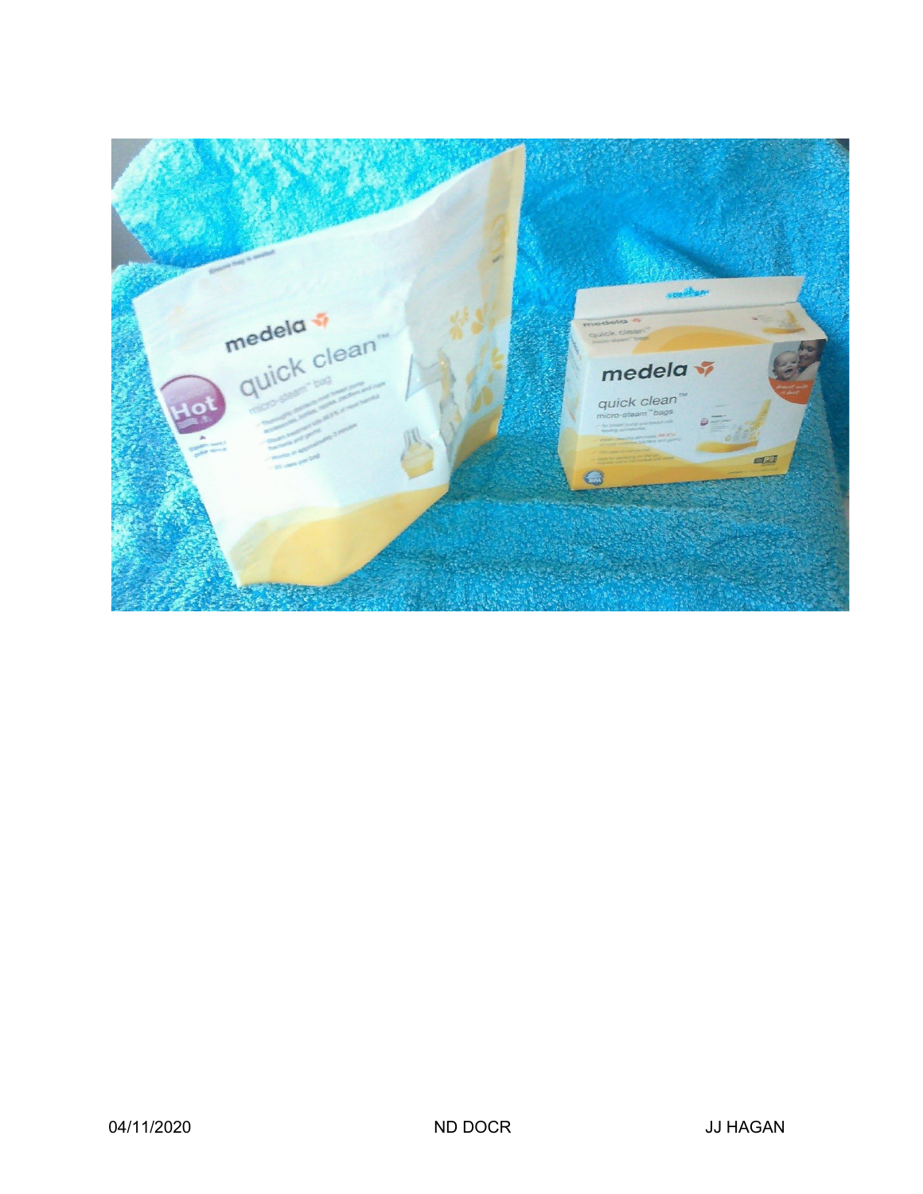04/11/2020 ND DOCR JJ HAGAN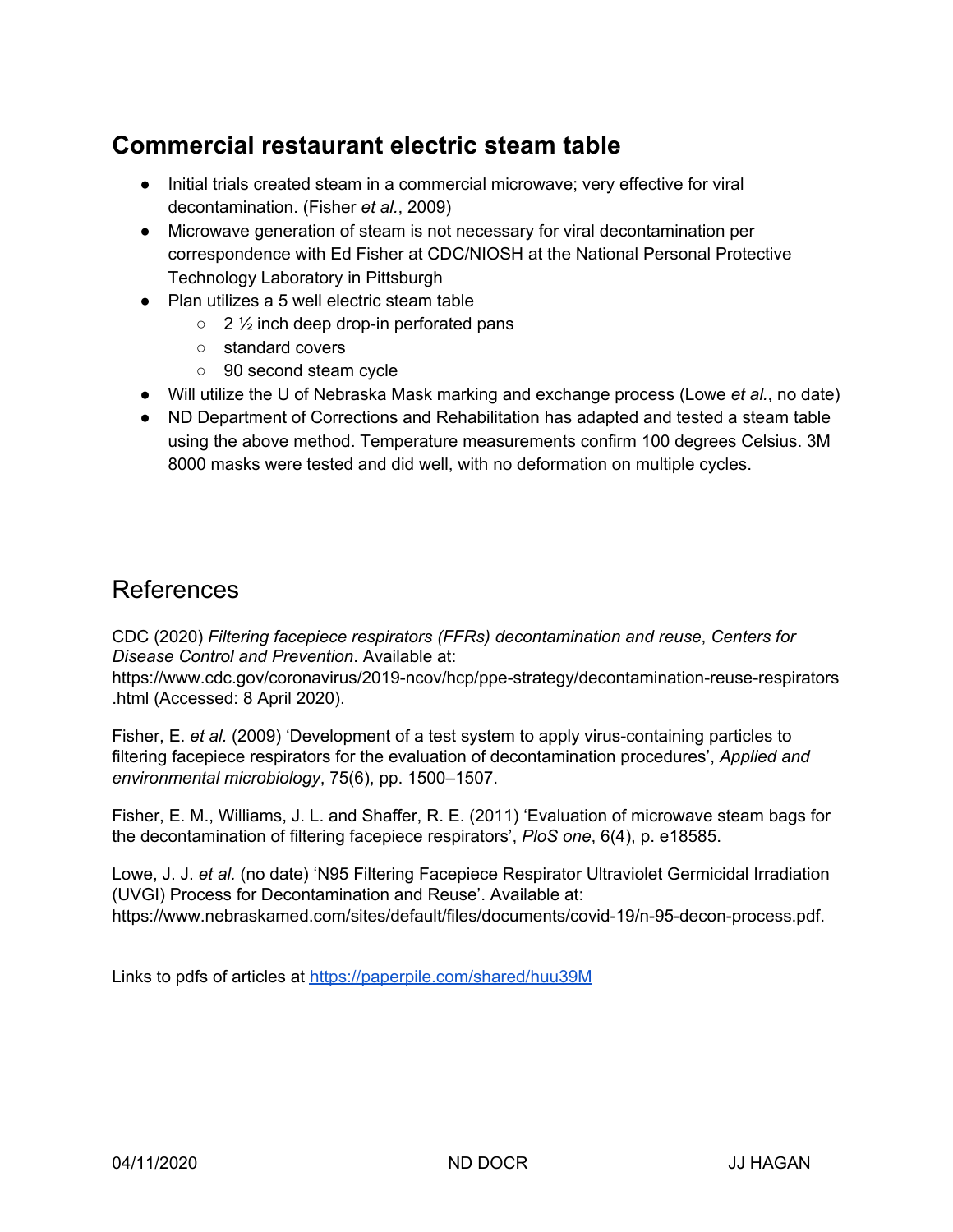## Commercial restaurant electric steam table

- Initial trials created steam in a commercial microwave; very effective for viral decontamination. (Fisher *et al.*, 2009)
- Microwave generation of steam is not necessary for viral decontamination per correspondence with Ed Fisher at CDC/NIOSH at the National Personal Protective Technology Laboratory in Pittsburgh
- Plan utilizes a 5 well electric steam table
  - 2 ½ inch deep drop-in perforated pans
  - standard covers
  - 90 second steam cycle
- Will utilize the U of Nebraska Mask marking and exchange process (Lowe *et al.*, no date)
- ND Department of Corrections and Rehabilitation has adapted and tested a steam table using the above method. Temperature measurements confirm 100 degrees Celsius. 3M 8000 masks were tested and did well, with no deformation on multiple cycles.

## References

CDC (2020) *Filtering facepiece respirators (FFRs) decontamination and reuse*, *Centers for Disease Control and Prevention*. Available at: https://www.cdc.gov/coronavirus/2019-ncov/hcp/ppe-strategy/decontamination-reuse-respirators.html (Accessed: 8 April 2020).

Fisher, E. *et al.* (2009) 'Development of a test system to apply virus-containing particles to filtering facepiece respirators for the evaluation of decontamination procedures', *Applied and environmental microbiology*, 75(6), pp. 1500–1507.

Fisher, E. M., Williams, J. L. and Shaffer, R. E. (2011) 'Evaluation of microwave steam bags for the decontamination of filtering facepiece respirators', *PloS one*, 6(4), p. e18585.

Lowe, J. J. *et al.* (no date) 'N95 Filtering Facepiece Respirator Ultraviolet Germicidal Irradiation (UVGI) Process for Decontamination and Reuse'. Available at: https://www.nebraskamed.com/sites/default/files/documents/covid-19/n-95-decon-process.pdf.

Links to pdfs of articles at [https://paperpile.com/shared/huu39M](https://paperpile.com/shared/huu39M)